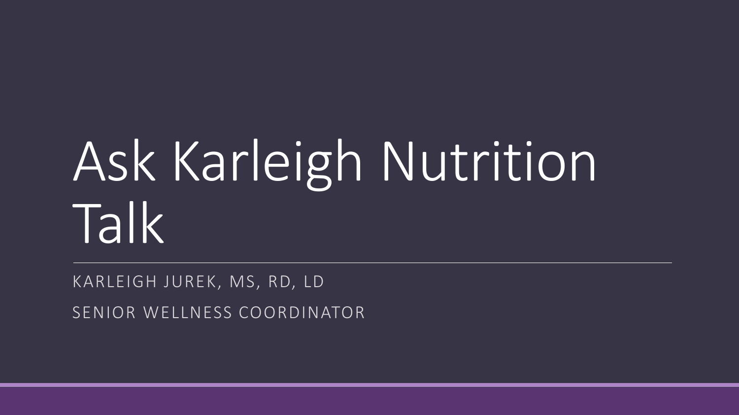# Ask Karleigh Nutrition Talk

KARLEIGH JUREK, MS, RD, LD

SENIOR WELLNESS COORDINATOR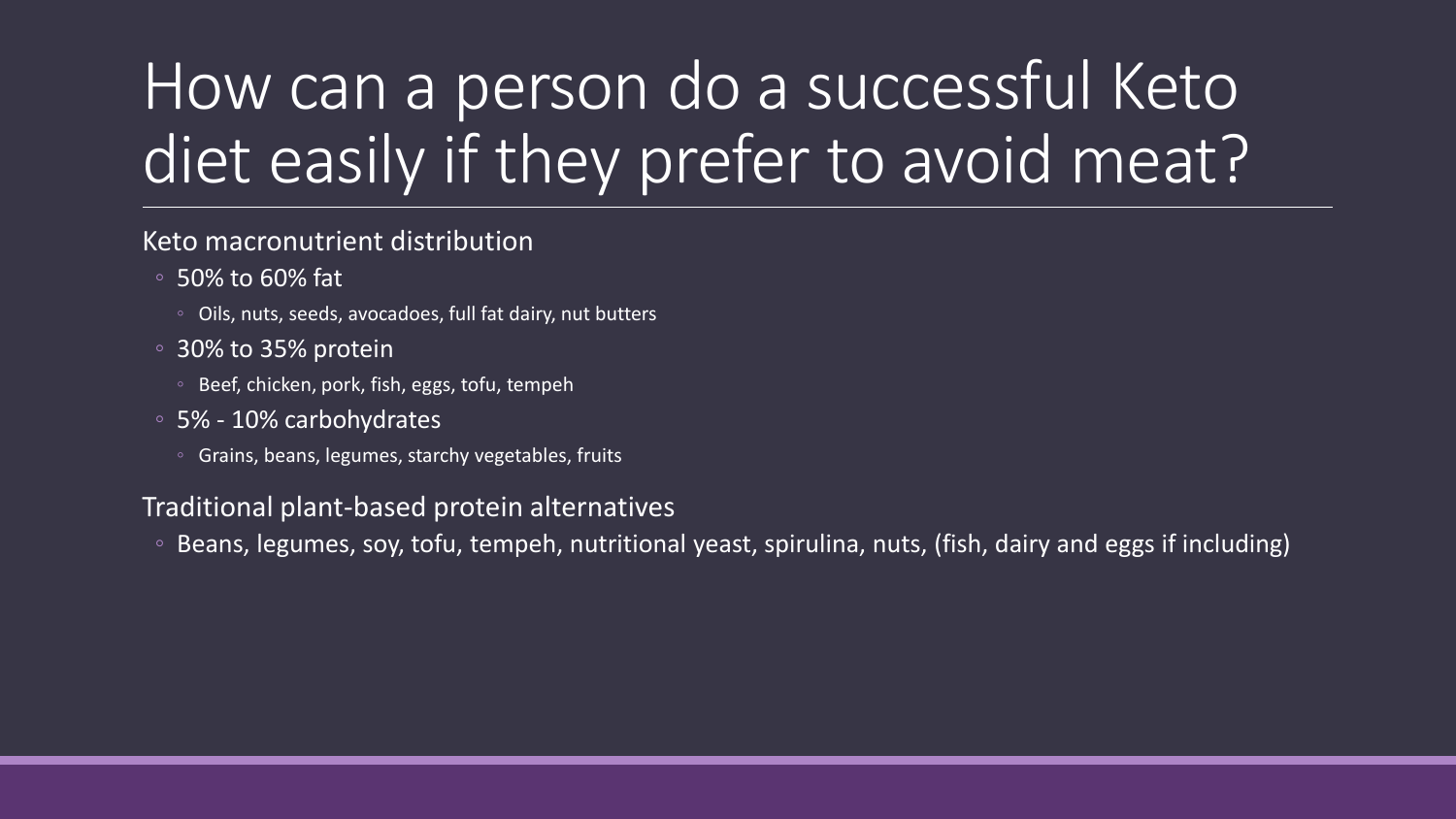# How can a person do a successful Keto diet easily if they prefer to avoid meat?

Keto macronutrient distribution

- 50% to 60% fat
  - Oils, nuts, seeds, avocadoes, full fat dairy, nut butters
- 30% to 35% protein
  - Beef, chicken, pork, fish, eggs, tofu, tempeh
- 5% - 10% carbohydrates
  - Grains, beans, legumes, starchy vegetables, fruits

Traditional plant-based protein alternatives

- Beans, legumes, soy, tofu, tempeh, nutritional yeast, spirulina, nuts, (fish, dairy and eggs if including)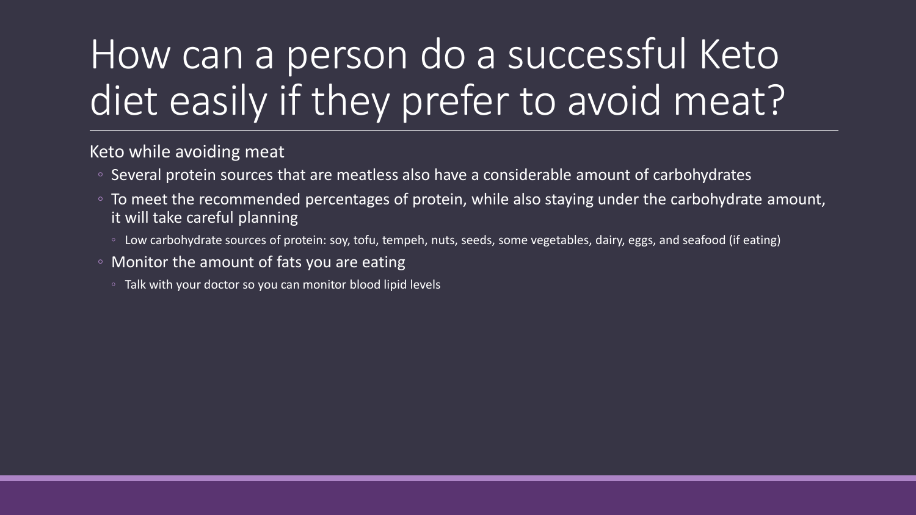# How can a person do a successful Keto diet easily if they prefer to avoid meat?

Keto while avoiding meat

- Several protein sources that are meatless also have a considerable amount of carbohydrates
- To meet the recommended percentages of protein, while also staying under the carbohydrate amount, it will take careful planning
  - Low carbohydrate sources of protein: soy, tofu, tempeh, nuts, seeds, some vegetables, dairy, eggs, and seafood (if eating)
- Monitor the amount of fats you are eating
  - Talk with your doctor so you can monitor blood lipid levels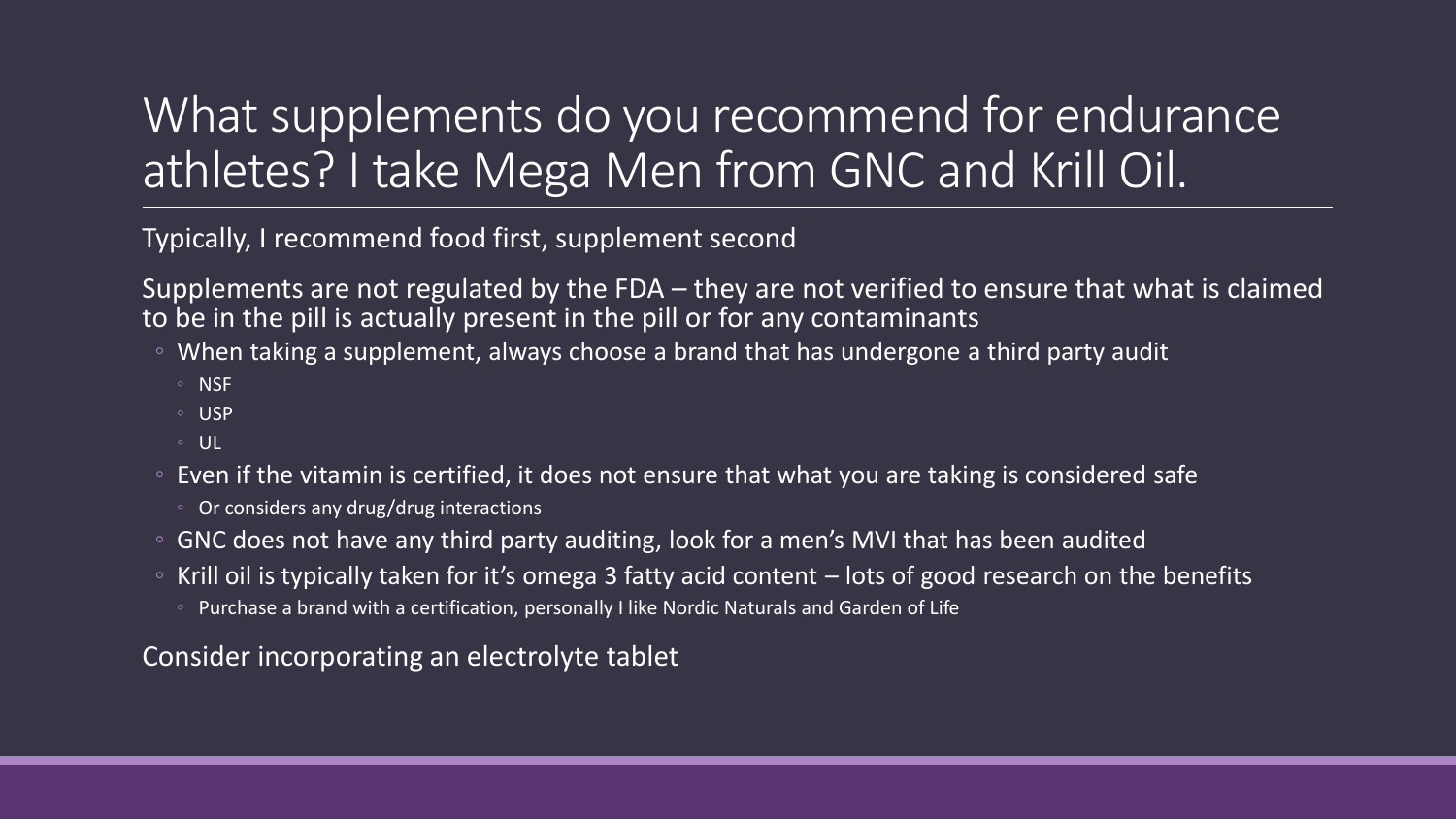# What supplements do you recommend for endurance athletes? I take Mega Men from GNC and Krill Oil.

Typically, I recommend food first, supplement second

Supplements are not regulated by the FDA – they are not verified to ensure that what is claimed to be in the pill is actually present in the pill or for any contaminants

- When taking a supplement, always choose a brand that has undergone a third party audit
  - NSF
  - USP
  - UL
- Even if the vitamin is certified, it does not ensure that what you are taking is considered safe
  - Or considers any drug/drug interactions
- GNC does not have any third party auditing, look for a men's MVI that has been audited
- Krill oil is typically taken for it's omega 3 fatty acid content – lots of good research on the benefits
  - Purchase a brand with a certification, personally I like Nordic Naturals and Garden of Life

Consider incorporating an electrolyte tablet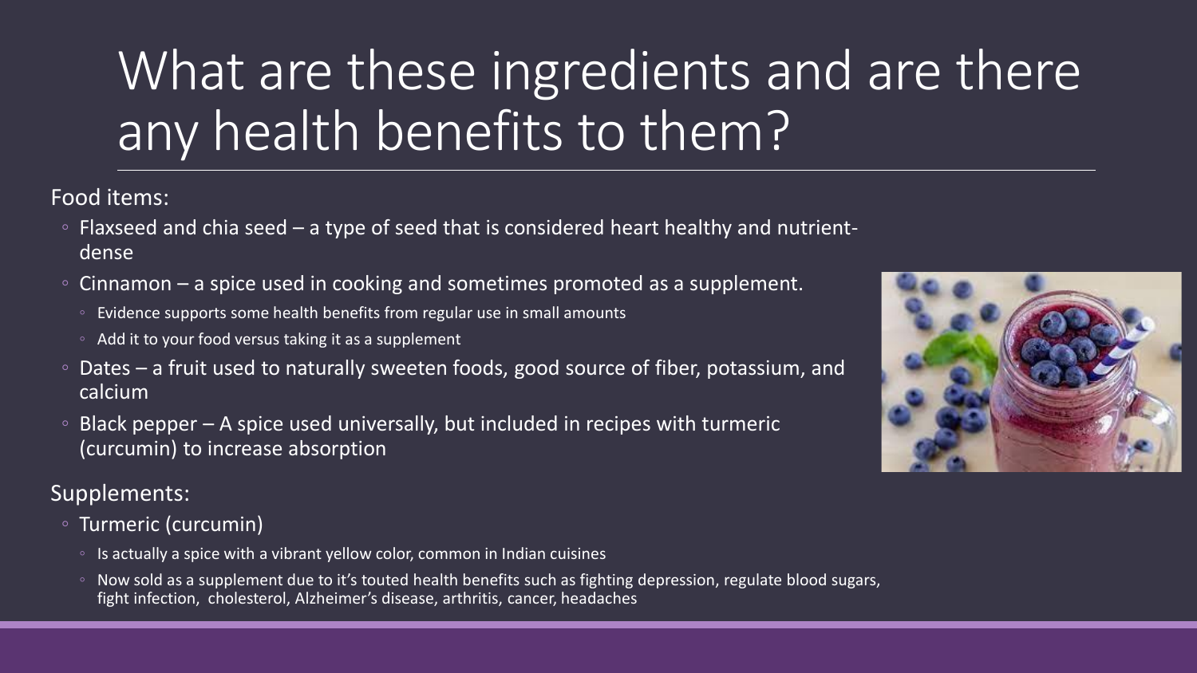# What are these ingredients and are there any health benefits to them?

Food items:

- Flaxseed and chia seed – a type of seed that is considered heart healthy and nutrient-dense
- Cinnamon – a spice used in cooking and sometimes promoted as a supplement.
  - Evidence supports some health benefits from regular use in small amounts
  - Add it to your food versus taking it as a supplement
- Dates – a fruit used to naturally sweeten foods, good source of fiber, potassium, and calcium
- Black pepper – A spice used universally, but included in recipes with turmeric (curcumin) to increase absorption

Supplements:

- Turmeric (curcumin)
  - Is actually a spice with a vibrant yellow color, common in Indian cuisines
  - Now sold as a supplement due to it's touted health benefits such as fighting depression, regulate blood sugars, fight infection, cholesterol, Alzheimer's disease, arthritis, cancer, headaches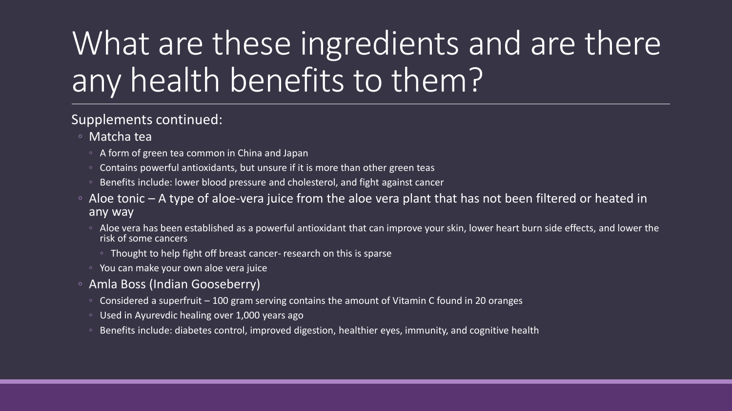# What are these ingredients and are there any health benefits to them?

Supplements continued:

- Matcha tea
  - A form of green tea common in China and Japan
  - Contains powerful antioxidants, but unsure if it is more than other green teas
  - Benefits include: lower blood pressure and cholesterol, and fight against cancer
- Aloe tonic – A type of aloe-vera juice from the aloe vera plant that has not been filtered or heated in any way
  - Aloe vera has been established as a powerful antioxidant that can improve your skin, lower heart burn side effects, and lower the risk of some cancers
    - Thought to help fight off breast cancer- research on this is sparse
  - You can make your own aloe vera juice
- Amla Boss (Indian Gooseberry)
  - Considered a superfruit – 100 gram serving contains the amount of Vitamin C found in 20 oranges
  - Used in Ayurevdic healing over 1,000 years ago
  - Benefits include: diabetes control, improved digestion, healthier eyes, immunity, and cognitive health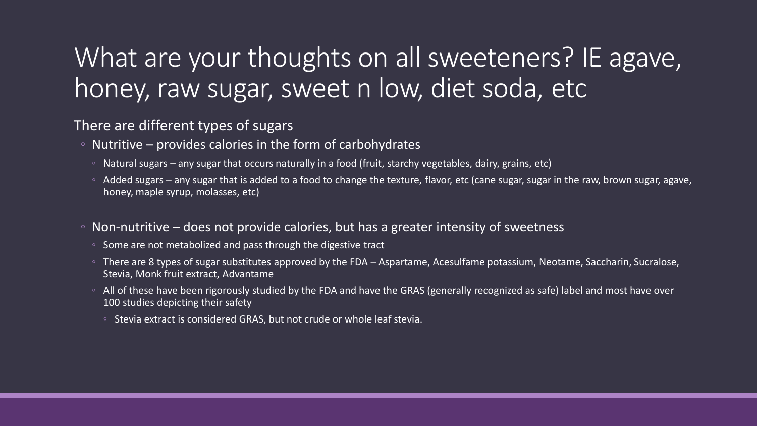# What are your thoughts on all sweeteners? IE agave, honey, raw sugar, sweet n low, diet soda, etc

There are different types of sugars

- Nutritive – provides calories in the form of carbohydrates
  - Natural sugars – any sugar that occurs naturally in a food (fruit, starchy vegetables, dairy, grains, etc)
  - Added sugars – any sugar that is added to a food to change the texture, flavor, etc (cane sugar, sugar in the raw, brown sugar, agave, honey, maple syrup, molasses, etc)
- Non-nutritive – does not provide calories, but has a greater intensity of sweetness
  - Some are not metabolized and pass through the digestive tract
  - There are 8 types of sugar substitutes approved by the FDA – Aspartame, Acesulfame potassium, Neotame, Saccharin, Sucralose, Stevia, Monk fruit extract, Advantame
  - All of these have been rigorously studied by the FDA and have the GRAS (generally recognized as safe) label and most have over 100 studies depicting their safety
    - Stevia extract is considered GRAS, but not crude or whole leaf stevia.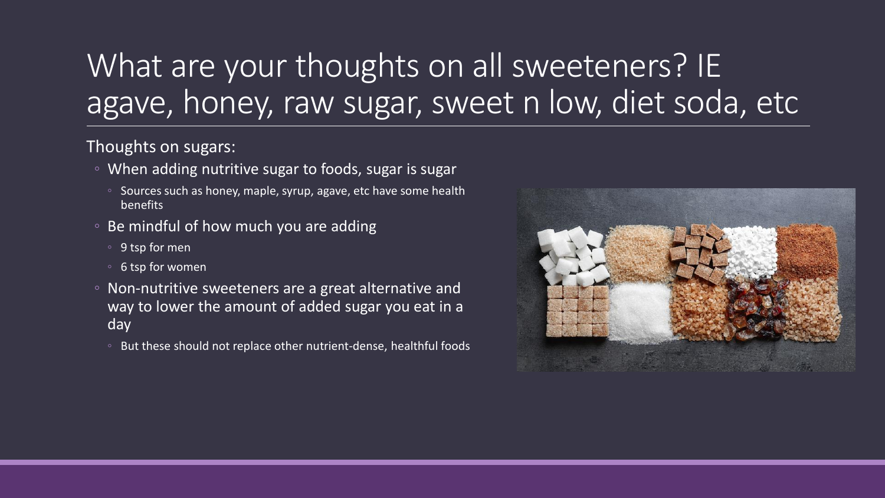# What are your thoughts on all sweeteners? IE agave, honey, raw sugar, sweet n low, diet soda, etc

Thoughts on sugars:

- When adding nutritive sugar to foods, sugar is sugar
  - Sources such as honey, maple, syrup, agave, etc have some health benefits
- Be mindful of how much you are adding
  - 9 tsp for men
  - 6 tsp for women
- Non-nutritive sweeteners are a great alternative and way to lower the amount of added sugar you eat in a day
  - But these should not replace other nutrient-dense, healthful foods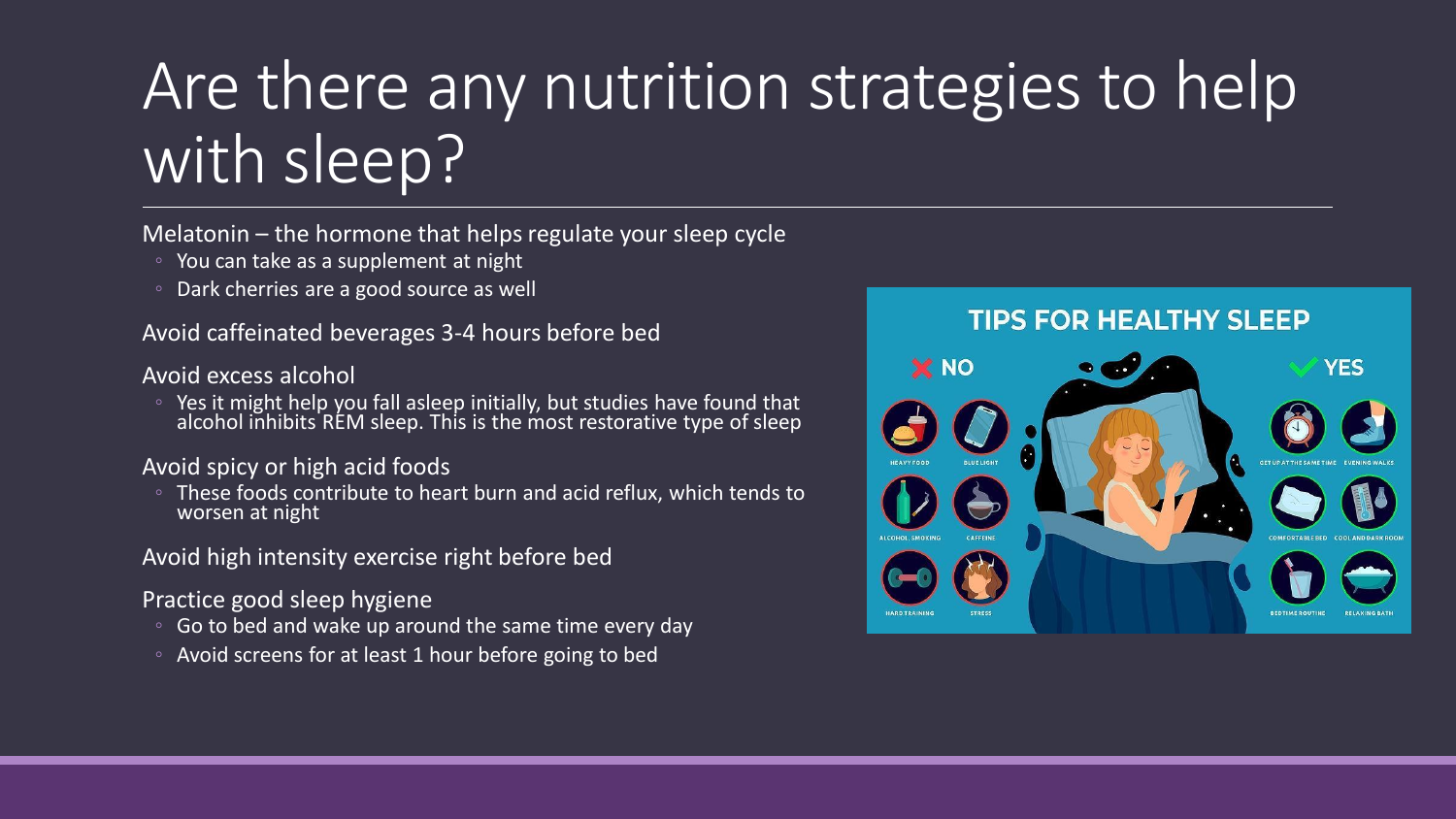# Are there any nutrition strategies to help with sleep?

Melatonin – the hormone that helps regulate your sleep cycle

- You can take as a supplement at night
- Dark cherries are a good source as well

Avoid caffeinated beverages 3-4 hours before bed

Avoid excess alcohol

- Yes it might help you fall asleep initially, but studies have found that alcohol inhibits REM sleep. This is the most restorative type of sleep

Avoid spicy or high acid foods

- These foods contribute to heart burn and acid reflux, which tends to worsen at night

Avoid high intensity exercise right before bed

Practice good sleep hygiene

- Go to bed and wake up around the same time every day
- Avoid screens for at least 1 hour before going to bed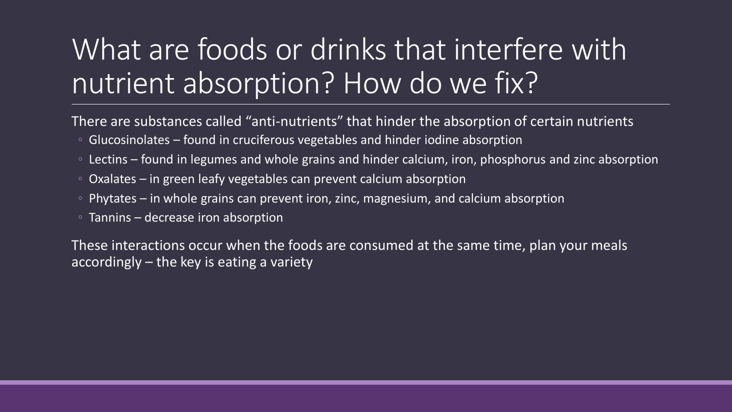# What are foods or drinks that interfere with nutrient absorption? How do we fix?

There are substances called “anti-nutrients” that hinder the absorption of certain nutrients

- Glucosinolates – found in cruciferous vegetables and hinder iodine absorption
- Lectins – found in legumes and whole grains and hinder calcium, iron, phosphorus and zinc absorption
- Oxalates – in green leafy vegetables can prevent calcium absorption
- Phytates – in whole grains can prevent iron, zinc, magnesium, and calcium absorption
- Tannins – decrease iron absorption

These interactions occur when the foods are consumed at the same time, plan your meals accordingly – the key is eating a variety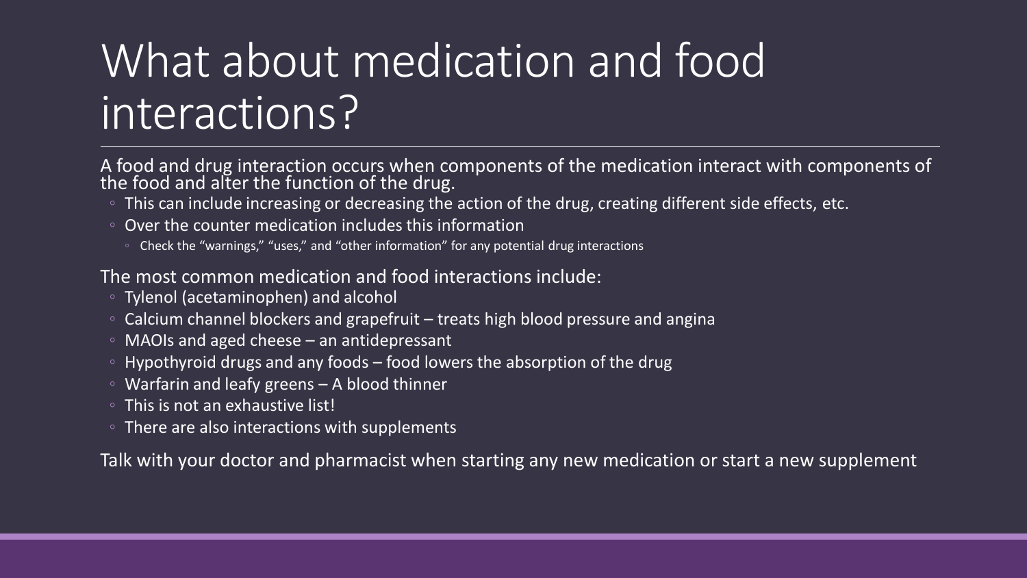# What about medication and food interactions?

A food and drug interaction occurs when components of the medication interact with components of the food and alter the function of the drug.

- This can include increasing or decreasing the action of the drug, creating different side effects, etc.
- Over the counter medication includes this information
  - Check the "warnings," "uses," and "other information" for any potential drug interactions

The most common medication and food interactions include:

- Tylenol (acetaminophen) and alcohol
- Calcium channel blockers and grapefruit – treats high blood pressure and angina
- MAOIs and aged cheese – an antidepressant
- Hypothyroid drugs and any foods – food lowers the absorption of the drug
- Warfarin and leafy greens – A blood thinner
- This is not an exhaustive list!
- There are also interactions with supplements

Talk with your doctor and pharmacist when starting any new medication or start a new supplement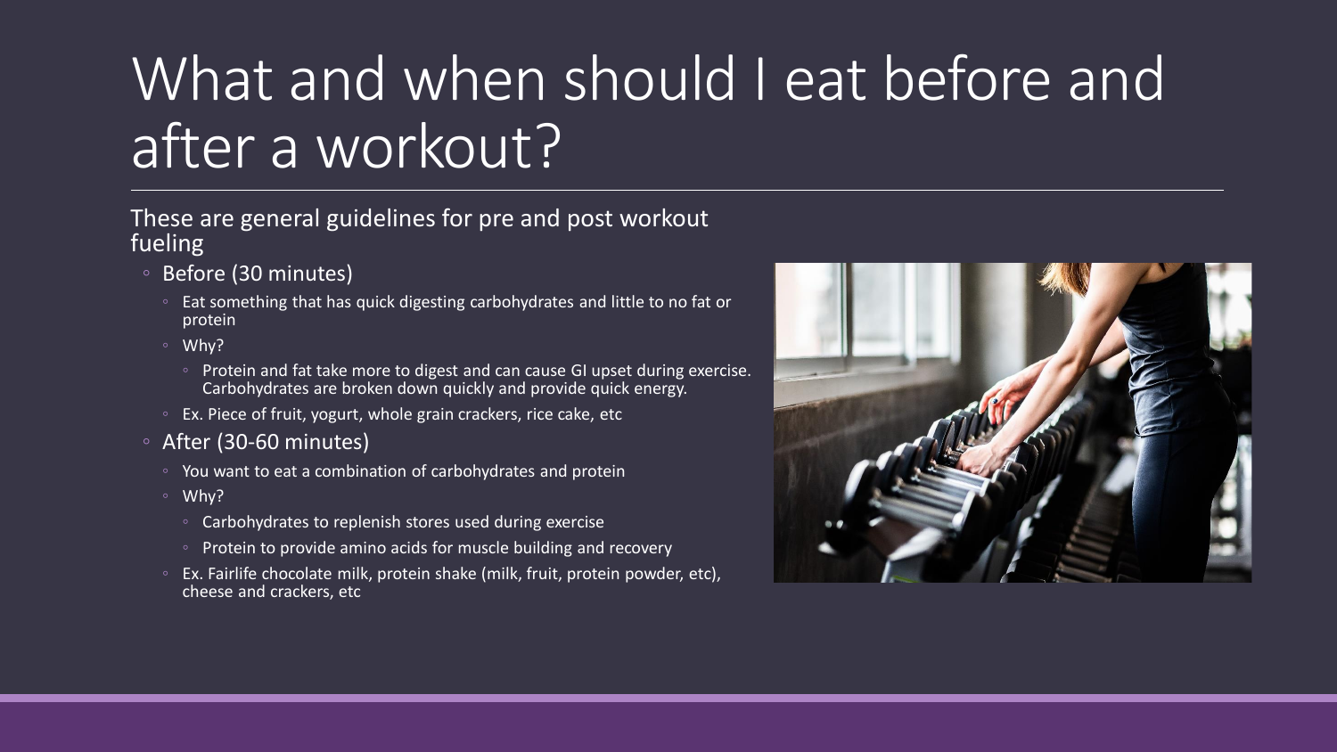# What and when should I eat before and after a workout?

These are general guidelines for pre and post workout fueling

- Before (30 minutes)
  - Eat something that has quick digesting carbohydrates and little to no fat or protein
  - Why?
    - Protein and fat take more to digest and can cause GI upset during exercise. Carbohydrates are broken down quickly and provide quick energy.
  - Ex. Piece of fruit, yogurt, whole grain crackers, rice cake, etc
- After (30-60 minutes)
  - You want to eat a combination of carbohydrates and protein
  - Why?
    - Carbohydrates to replenish stores used during exercise
    - Protein to provide amino acids for muscle building and recovery
  - Ex. Fairlife chocolate milk, protein shake (milk, fruit, protein powder, etc), cheese and crackers, etc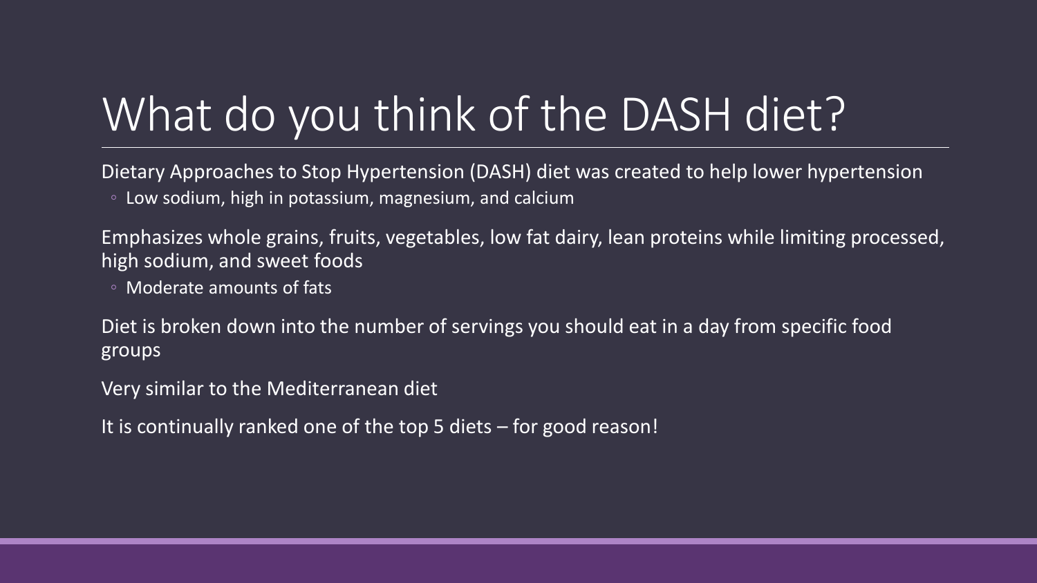# What do you think of the DASH diet?

Dietary Approaches to Stop Hypertension (DASH) diet was created to help lower hypertension

- Low sodium, high in potassium, magnesium, and calcium

Emphasizes whole grains, fruits, vegetables, low fat dairy, lean proteins while limiting processed, high sodium, and sweet foods

- Moderate amounts of fats

Diet is broken down into the number of servings you should eat in a day from specific food groups

Very similar to the Mediterranean diet

It is continually ranked one of the top 5 diets – for good reason!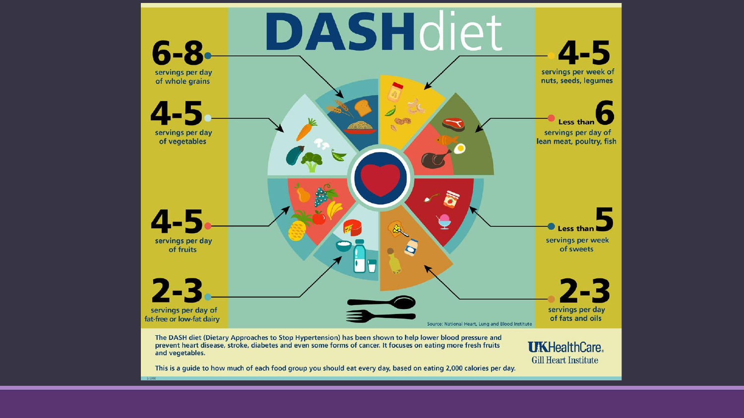# DASH diet

**6-8** servings per day of whole grains

**4-5** servings per day of vegetables

**4-5** servings per day of fruits

**2-3** servings per day of fat-free or low-fat dairy

**4-5** servings per week of nuts, seeds, legumes

**Less than 6** servings per day of lean meat, poultry, fish

**Less than 5** servings per week of sweets

**2-3** servings per day of fats and oils

Source: National Heart, Lung and Blood Institute

The DASH diet (Dietary Approaches to Stop Hypertension) has been shown to help lower blood pressure and prevent heart disease, stroke, diabetes and even some forms of cancer. It focuses on eating more fresh fruits and vegetables.

This is a guide to how much of each food group you should eat every day, based on eating 2,000 calories per day.

UKHealthCare. Gill Heart Institute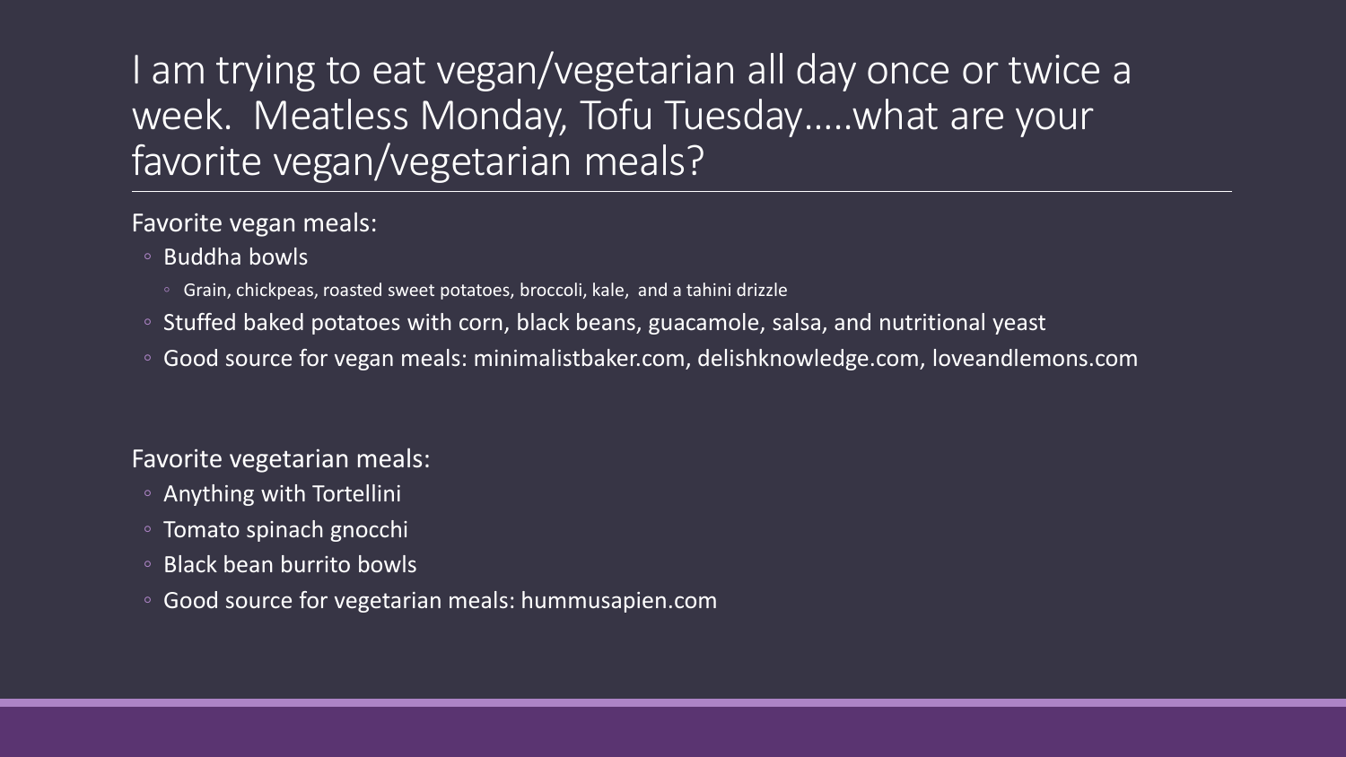# I am trying to eat vegan/vegetarian all day once or twice a week. Meatless Monday, Tofu Tuesday…..what are your favorite vegan/vegetarian meals?

Favorite vegan meals:

- Buddha bowls
  - Grain, chickpeas, roasted sweet potatoes, broccoli, kale, and a tahini drizzle
- Stuffed baked potatoes with corn, black beans, guacamole, salsa, and nutritional yeast
- Good source for vegan meals: minimalistbaker.com, delishknowledge.com, loveandlemons.com

Favorite vegetarian meals:

- Anything with Tortellini
- Tomato spinach gnocchi
- Black bean burrito bowls
- Good source for vegetarian meals: hummusapien.com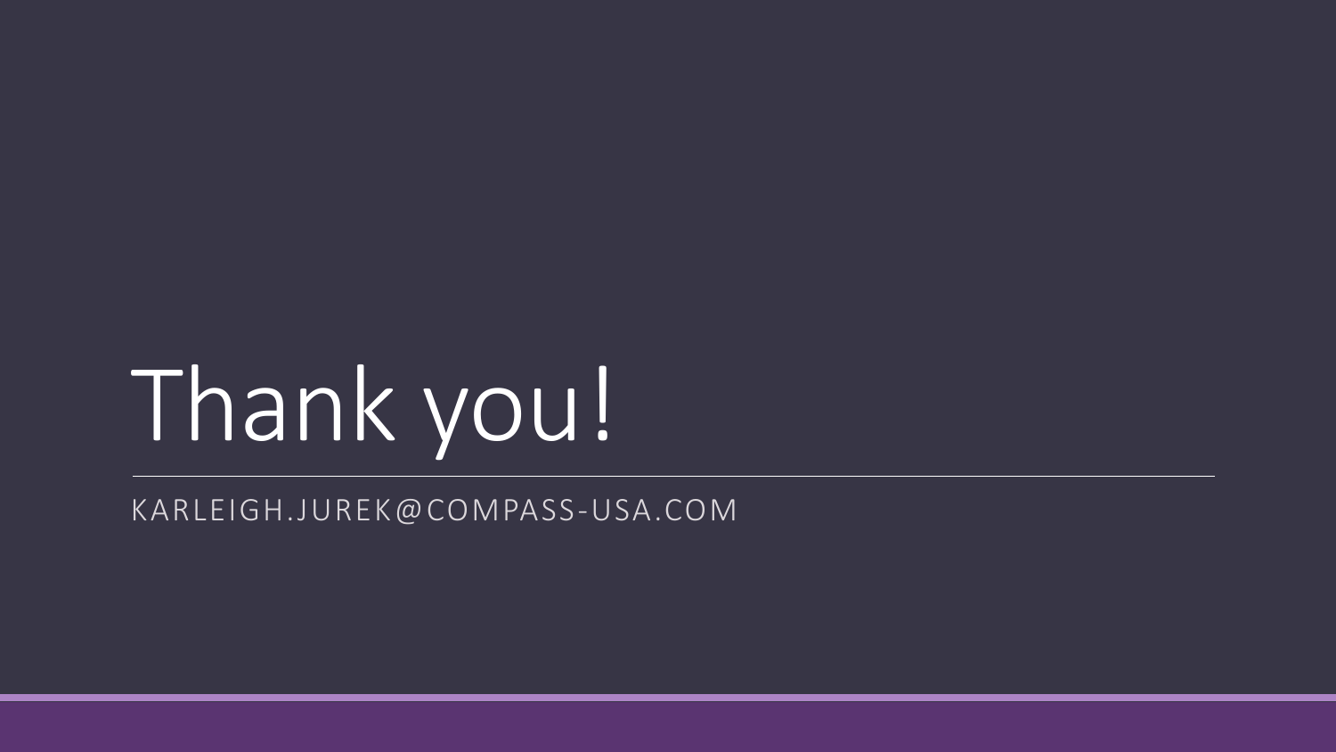# Thank you!

KARLEIGH.JUREK@COMPASS-USA.COM